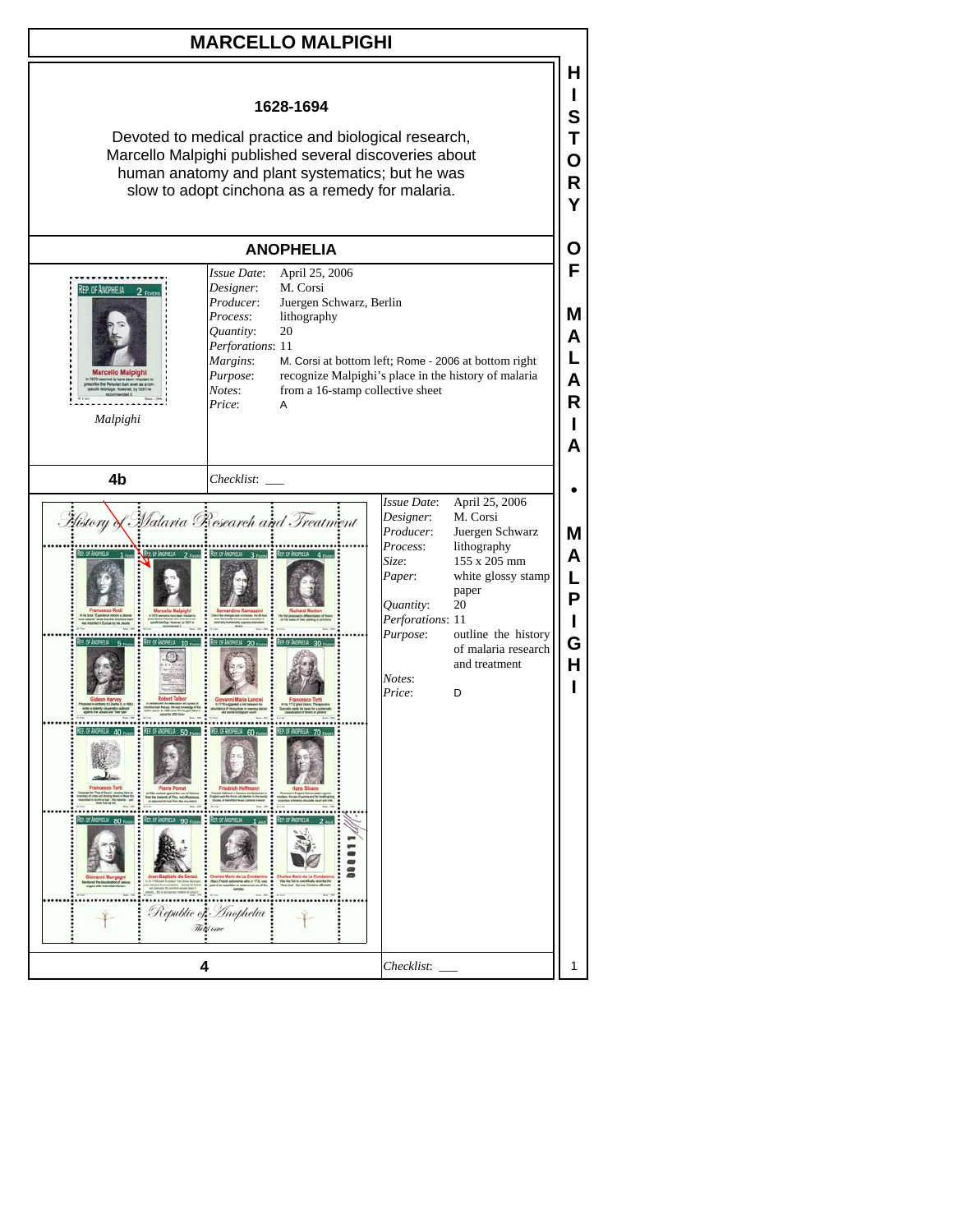# MARCELLO MALPIGHI

**1628-1694**

Devoted to medical practice and biological research, Marcello Malpighi published several discoveries about human anatomy and plant systematics; but he was slow to adopt cinchona as a remedy for malaria.

## ANOPHELIA

*Malpighi*

| | |
|---|---|
| *Issue Date*: | April 25, 2006 |
| *Designer*: | M. Corsi |
| *Producer*: | Juergen Schwarz, Berlin |
| *Process*: | lithography |
| *Quantity*: | 20 |
| *Perforations*: | 11 |
| *Margins*: | M. Corsi at bottom left; Rome - 2006 at bottom right |
| *Purpose*: | recognize Malpighi's place in the history of malaria |
| *Notes*: | from a 16-stamp collective sheet |
| *Price*: | A |

**4b** *Checklist*: ___

| | |
|---|---|
| *Issue Date*: | April 25, 2006 |
| *Designer*: | M. Corsi |
| *Producer*: | Juergen Schwarz |
| *Process*: | lithography |
| *Size*: | 155 x 205 mm |
| *Paper*: | white glossy stamp paper |
| *Quantity*: | 20 |
| *Perforations*: | 11 |
| *Purpose*: | outline the history of malaria research and treatment |
| *Notes*: | |
| *Price*: | D |

**4** *Checklist*: ___

HISTORY OF MALARIA • MALPIGHI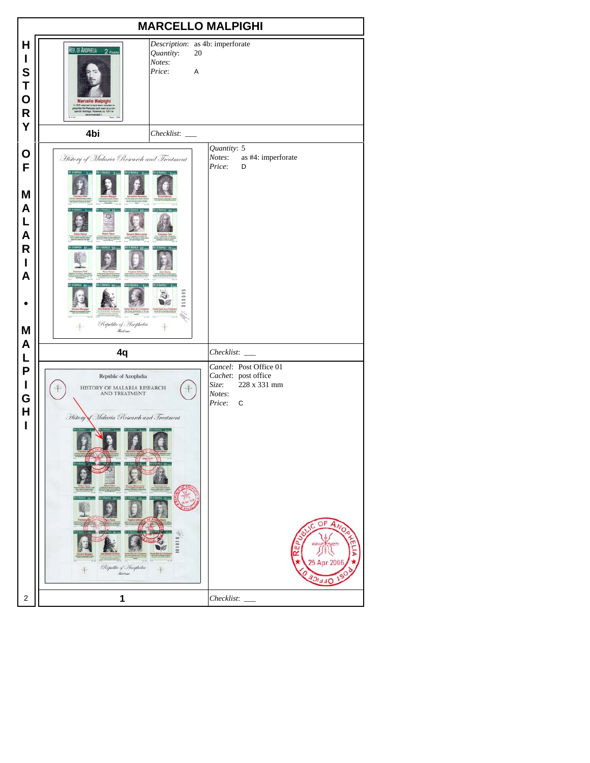# MARCELLO MALPIGHI

| 4bi | |
|---|---|
| *Description*: as 4b: imperforate | |
| *Quantity*: 20 | |
| *Notes*: | |
| *Price*: A | |
| *Checklist*: ___ | |

| 4q | |
|---|---|
| *Quantity*: 5 | |
| *Notes*: as #4: imperforate | |
| *Price*: D | |
| *Checklist*: ___ | |

| 1 | |
|---|---|
| *Cancel*: Post Office 01 | |
| *Cachet*: post office | |
| *Size*: 228 x 331 mm | |
| *Notes*: | |
| *Price*: C | |
| *Checklist*: ___ | |

HISTORY OF MALARIA • MALPIGHI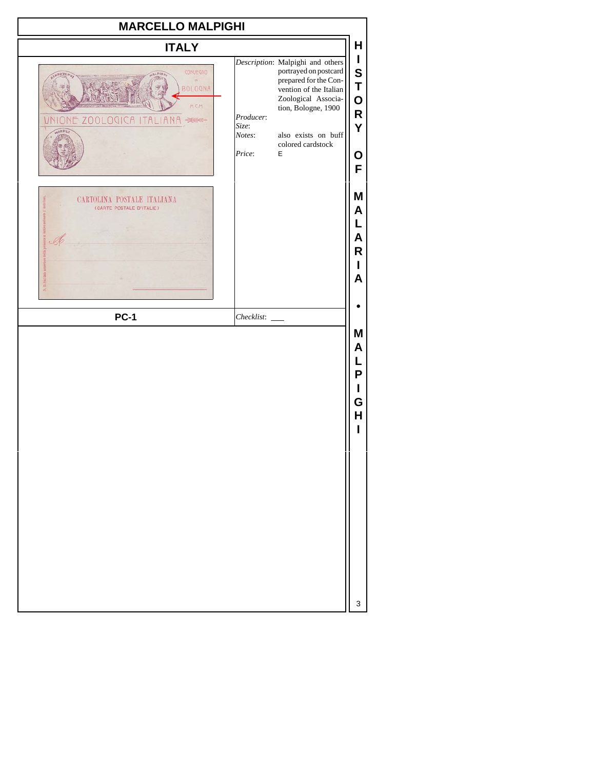# MARCELLO MALPIGHI

## ITALY

*Description*: Malpighi and others portrayed on postcard prepared for the Convention of the Italian Zoological Association, Bologne, 1900

*Producer*:

*Size*:

*Notes*: also exists on buff colored cardstock

*Price*: E

**PC-1**

*Checklist*: ___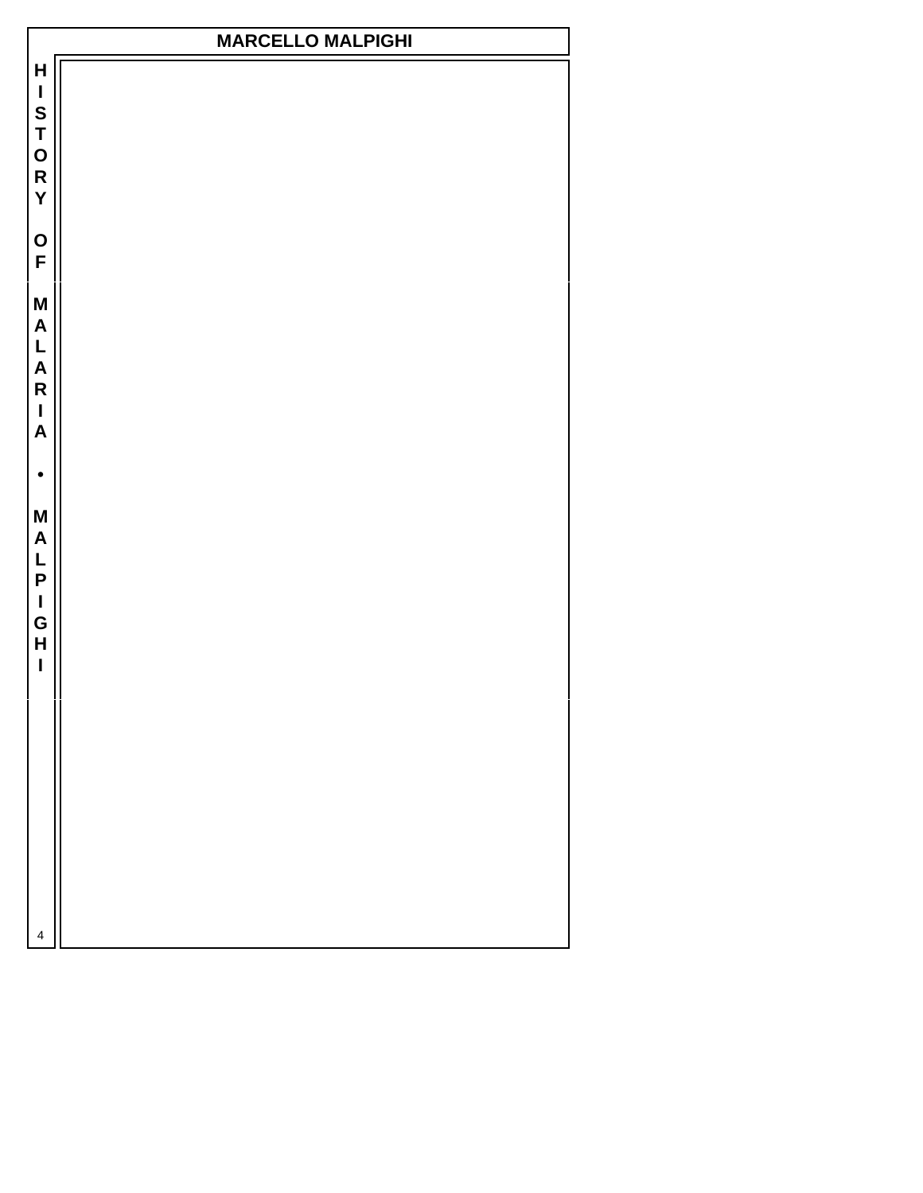# MARCELLO MALPIGHI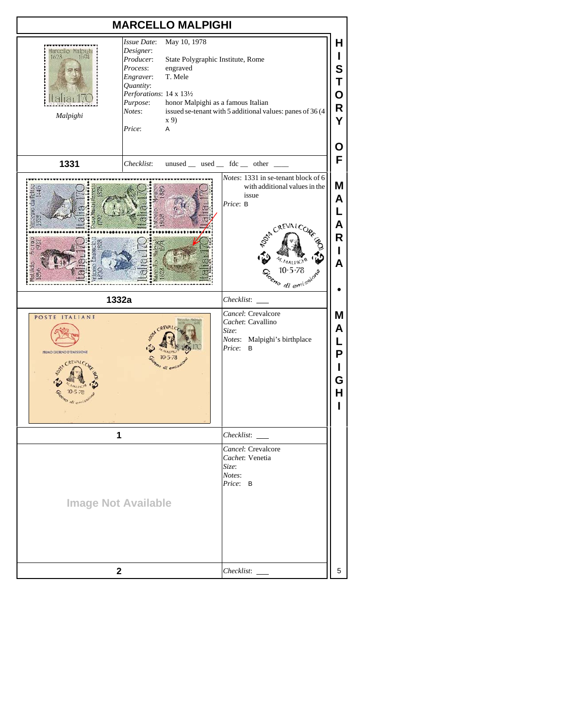# MARCELLO MALPIGHI

## 1331

*Malpighi*

*Issue Date*: May 10, 1978
*Designer*:
*Producer*: State Polygraphic Institute, Rome
*Process*: engraved
*Engraver*: T. Mele
*Quantity*:
*Perforations*: 14 x 13½
*Purpose*: honor Malpighi as a famous Italian
*Notes*: issued se-tenant with 5 additional values: panes of 36 (4 x 9)
*Price*: A

*Checklist*: unused __ used __ fdc __ other ____

## 1332a

*Notes*: 1331 in se-tenant block of 6 with additional values in the issue
*Price*: B

*Checklist*: ___

## 1

*Cancel*: Crevalcore
*Cachet*: Cavallino
*Size*:
*Notes*: Malpighi's birthplace
*Price*: B

*Checklist*: ___

## 2

Image Not Available

*Cancel*: Crevalcore
*Cachet*: Venetia
*Size*:
*Notes*:
*Price*: B

*Checklist*: ___

HISTORY OF MALARIA • MALPIGHI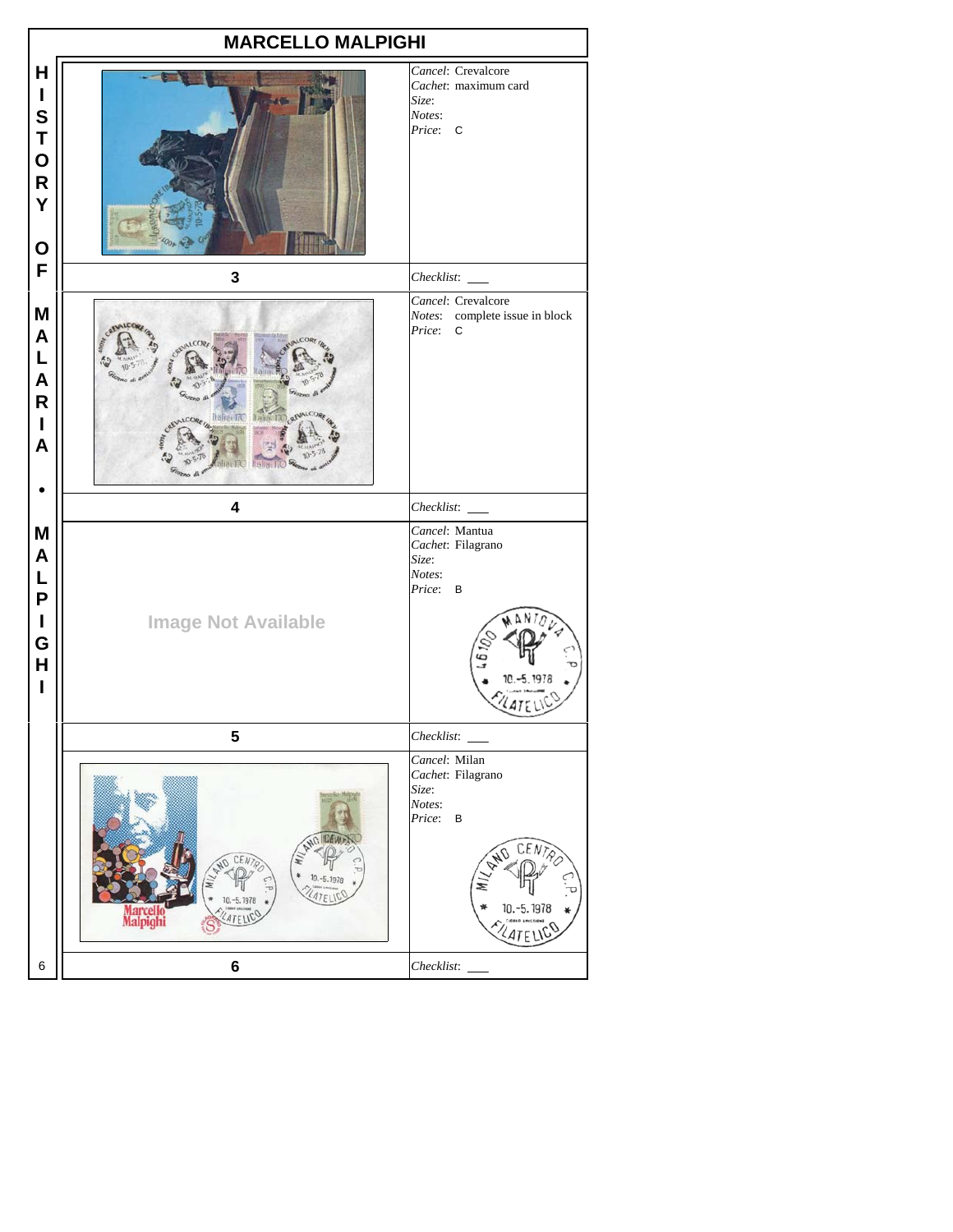## MARCELLO MALPIGHI

| # | Details |
|---|---|
| 3 | *Cancel*: Crevalcore<br>*Cachet*: maximum card<br>*Size*:<br>*Notes*:<br>*Price*: C<br>*Checklist*: ___ |
| 4 | *Cancel*: Crevalcore<br>*Notes*: complete issue in block<br>*Price*: C<br>*Checklist*: ___ |
| 5 | Image Not Available<br>*Cancel*: Mantua<br>*Cachet*: Filagrano<br>*Size*:<br>*Notes*:<br>*Price*: B<br>*Checklist*: ___ |
| 6 | *Cancel*: Milan<br>*Cachet*: Filagrano<br>*Size*:<br>*Notes*:<br>*Price*: B<br>*Checklist*: ___ |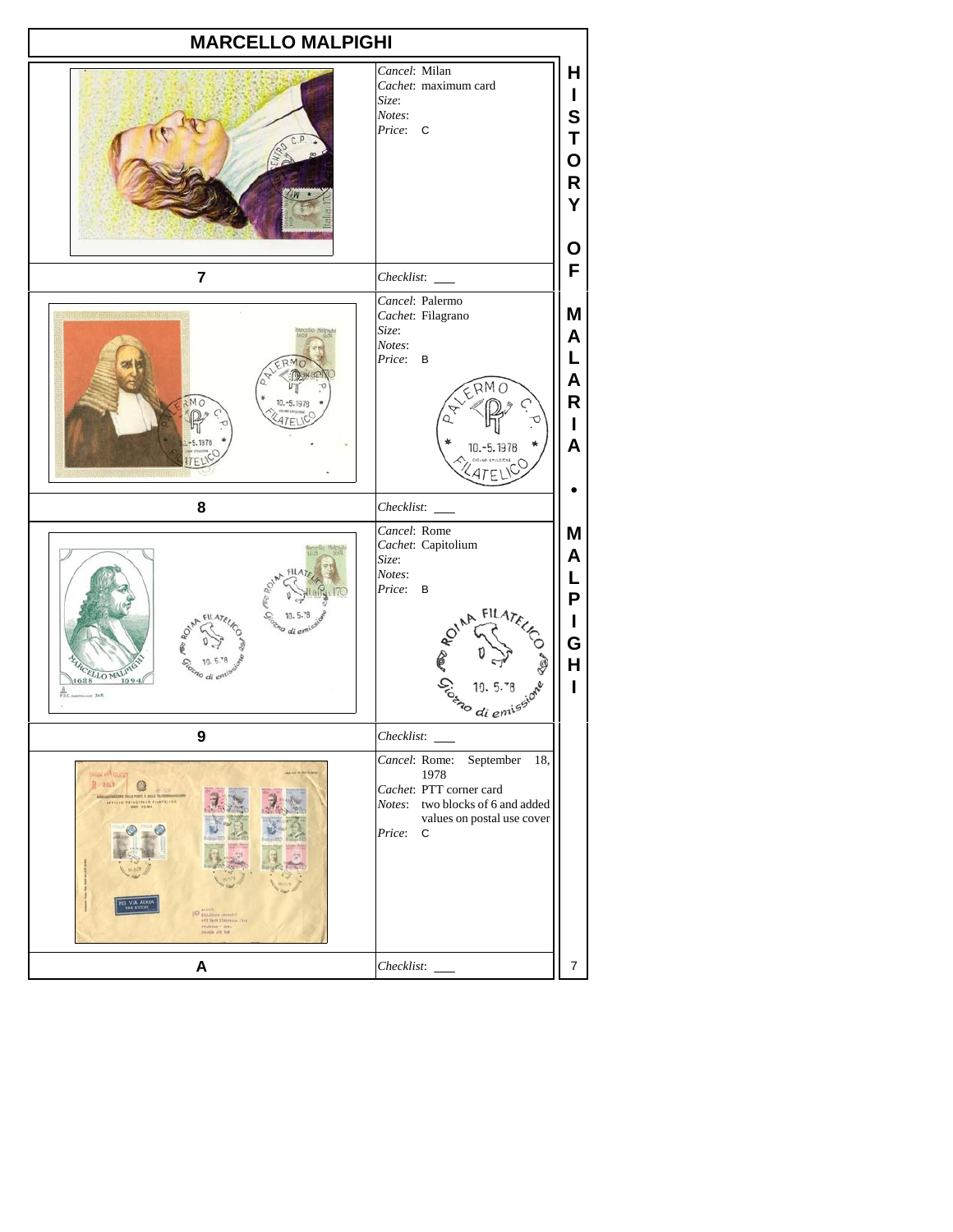# MARCELLO MALPIGHI

| | |
|---|---|
| **7** | *Cancel*: Milan<br>*Cachet*: maximum card<br>*Size*:<br>*Notes*:<br>*Price*: C<br><br>*Checklist*: ___ |
| **8** | *Cancel*: Palermo<br>*Cachet*: Filagrano<br>*Size*:<br>*Notes*:<br>*Price*: B<br><br>*Checklist*: ___ |
| **9** | *Cancel*: Rome<br>*Cachet*: Capitolium<br>*Size*:<br>*Notes*:<br>*Price*: B<br><br>*Checklist*: ___ |
| **A** | *Cancel*: Rome: September 18, 1978<br>*Cachet*: PTT corner card<br>*Notes*: two blocks of 6 and added values on postal use cover<br>*Price*: C<br><br>*Checklist*: ___ |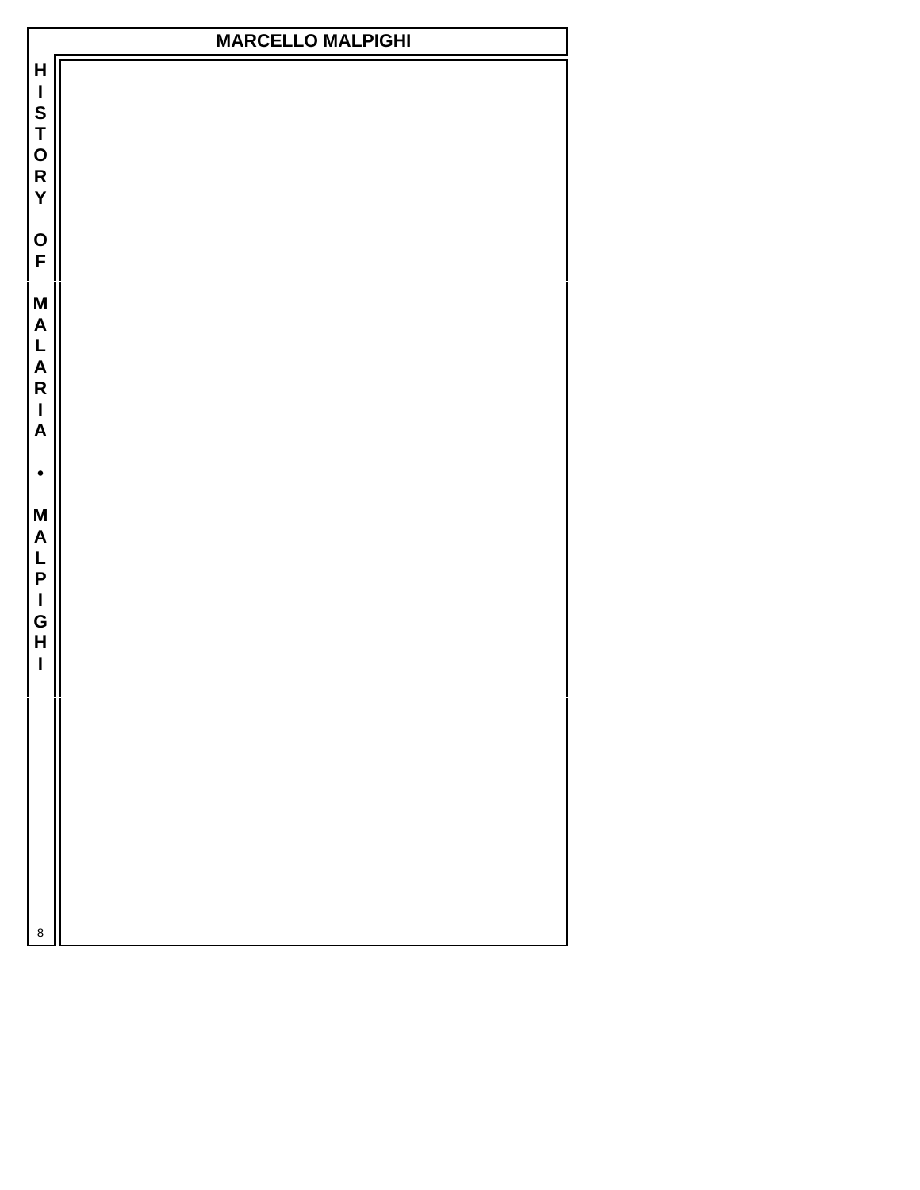# MARCELLO MALPIGHI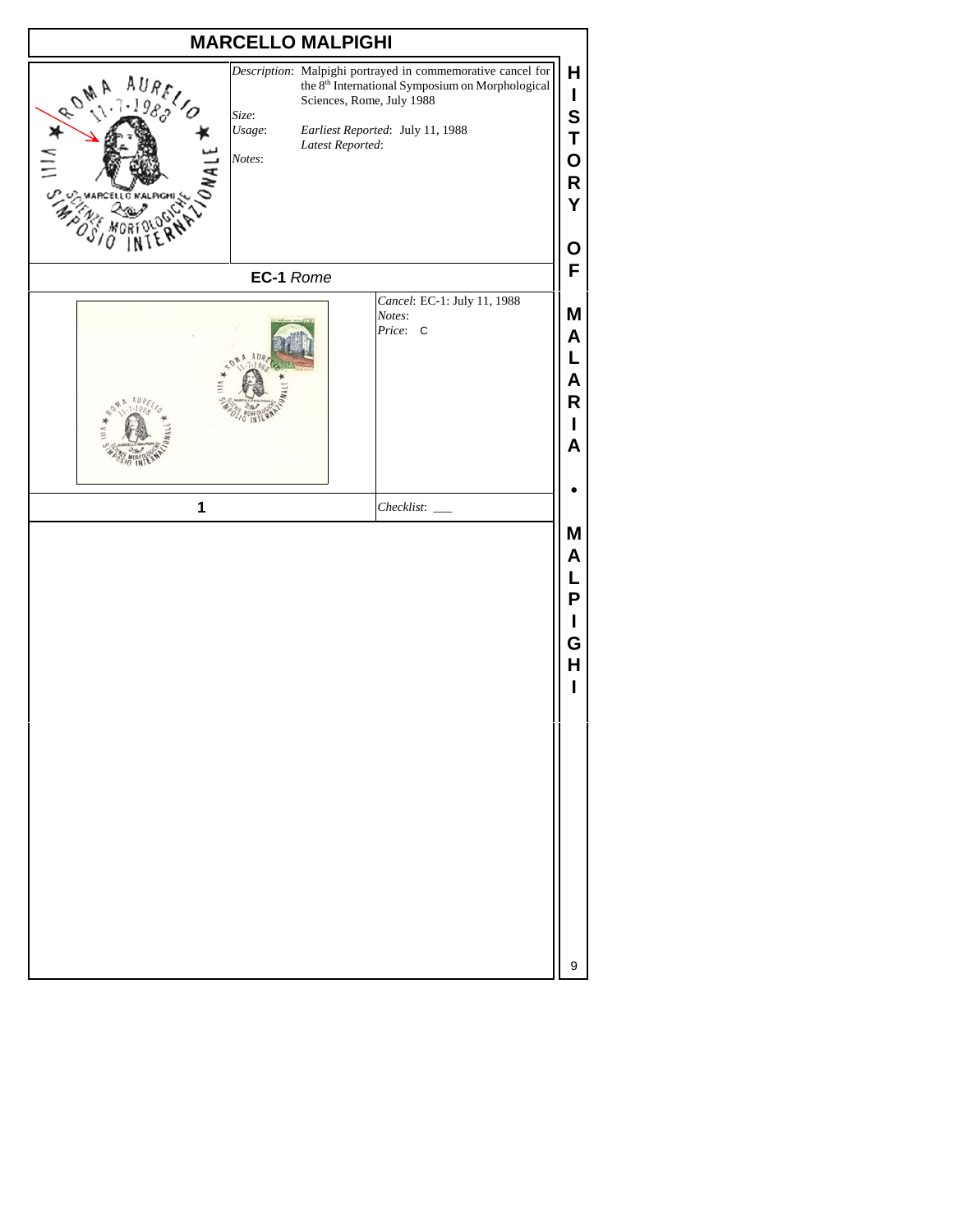# MARCELLO MALPIGHI

*Description*: Malpighi portrayed in commemorative cancel for the 8th International Symposium on Morphological Sciences, Rome, July 1988

*Size*:

*Usage*: *Earliest Reported*: July 11, 1988

*Latest Reported*:

*Notes*:

**EC-1** *Rome*

*Cancel*: EC-1: July 11, 1988

*Notes*:

*Price*: C

**1**

*Checklist*: ___

HISTORY OF MALARIA • MALPIGHI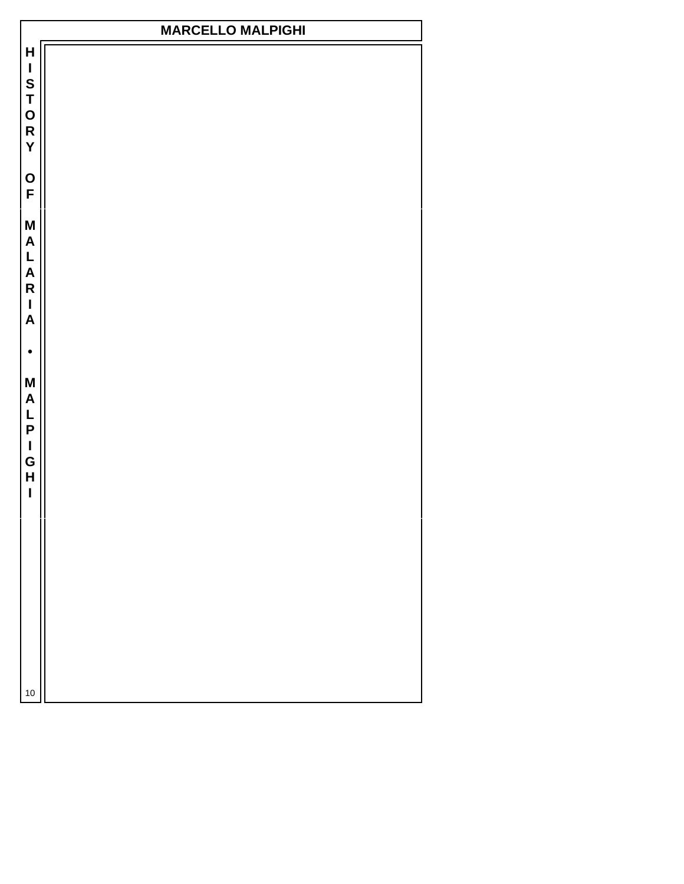# MARCELLO MALPIGHI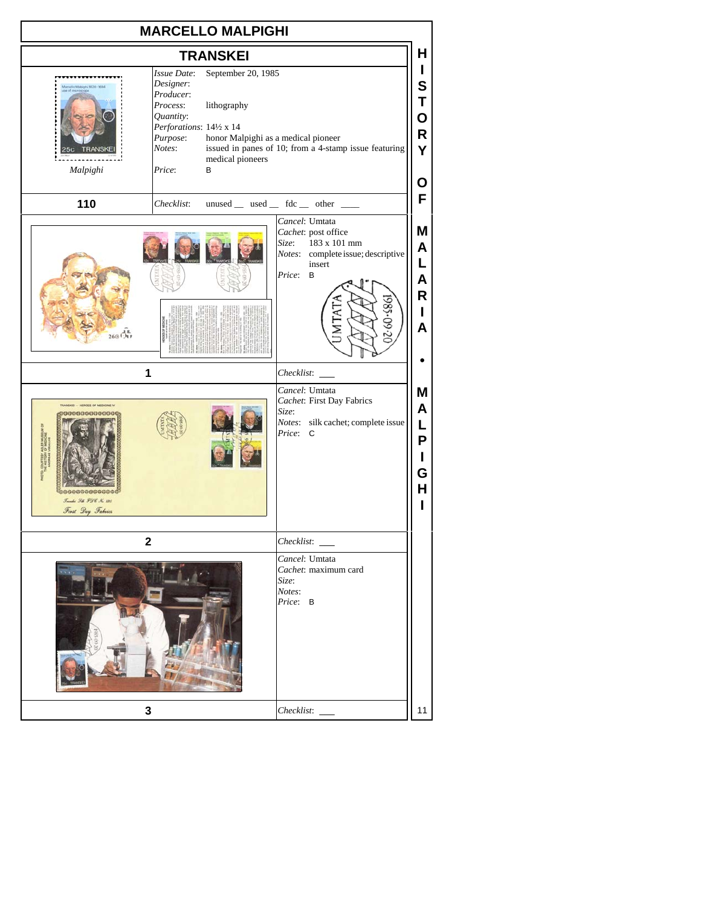# MARCELLO MALPIGHI

## TRANSKEI

*Malpighi*

*Issue Date*: September 20, 1985
*Designer*:
*Producer*:
*Process*: lithography
*Quantity*:
*Perforations*: 14½ x 14
*Purpose*: honor Malpighi as a medical pioneer
*Notes*: issued in panes of 10; from a 4-stamp issue featuring medical pioneers
*Price*: B

**110**

*Checklist*: unused __ used __ fdc __ other ____

---

*Cancel*: Umtata
*Cachet*: post office
*Size*: 183 x 101 mm
*Notes*: complete issue; descriptive insert
*Price*: B

**1**

*Checklist*: ___

---

*Cancel*: Umtata
*Cachet*: First Day Fabrics
*Size*:
*Notes*: silk cachet; complete issue
*Price*: C

**2**

*Checklist*: ___

---

*Cancel*: Umtata
*Cachet*: maximum card
*Size*:
*Notes*:
*Price*: B

**3**

*Checklist*: ___

HISTORY OF MALARIA • MALPIGHI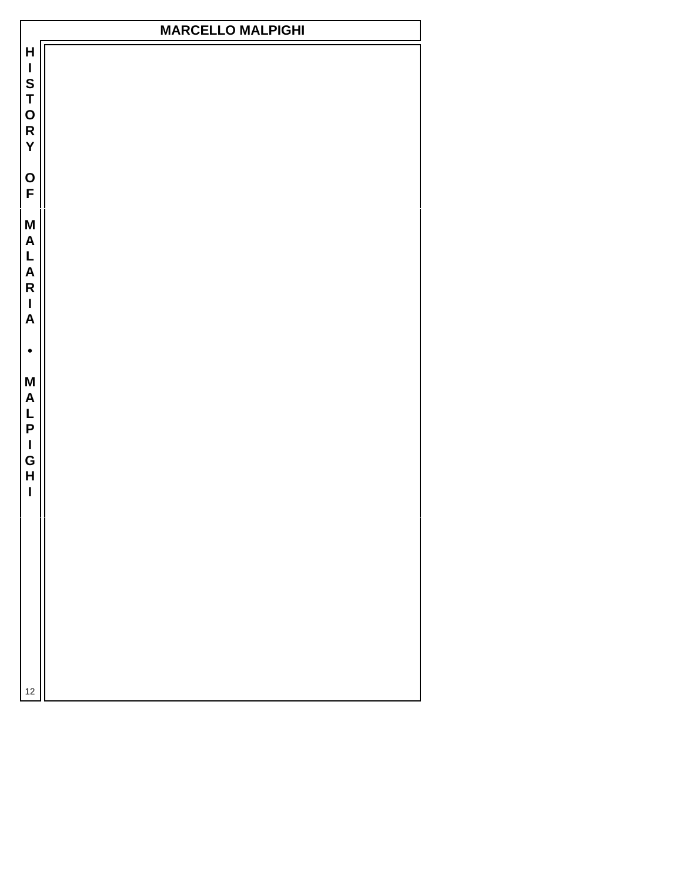# MARCELLO MALPIGHI